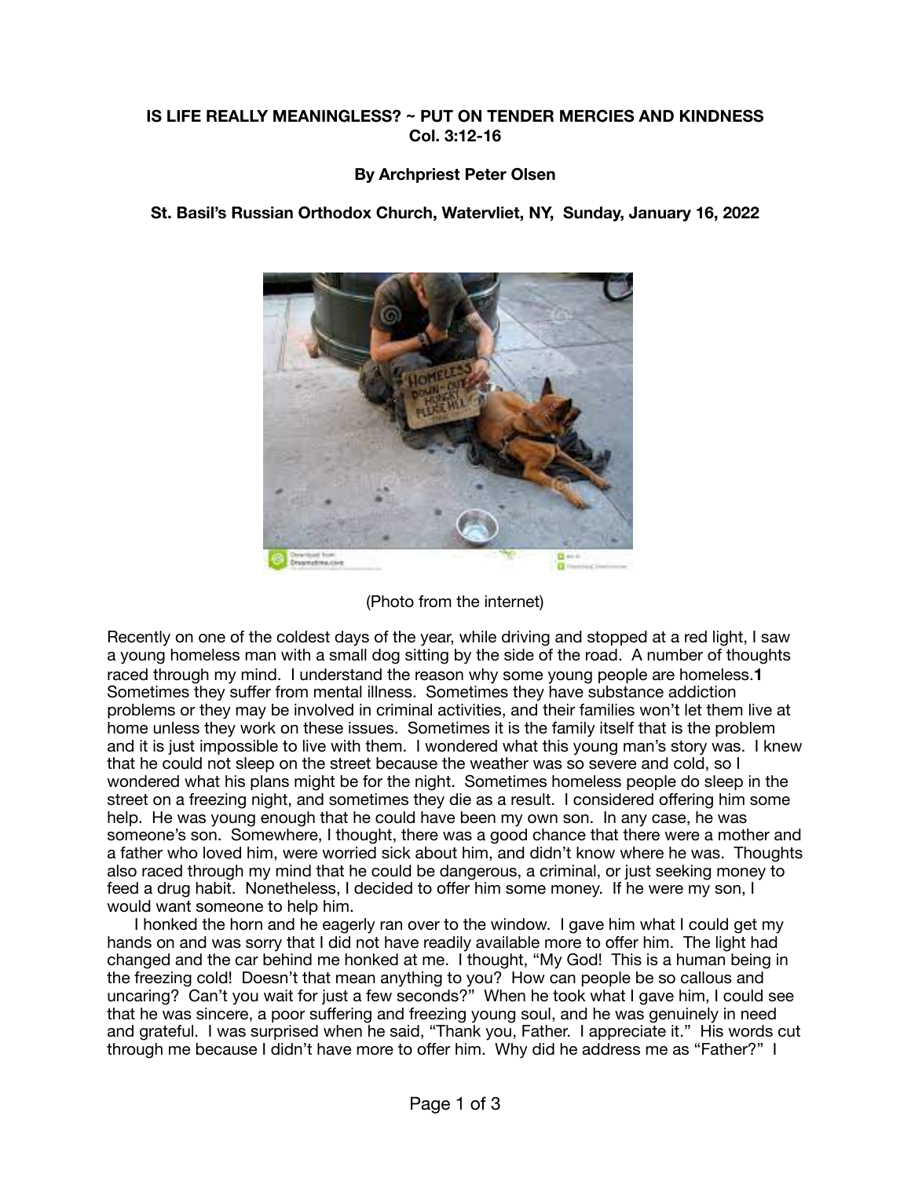**IS LIFE REALLY MEANINGLESS? ~ PUT ON TENDER MERCIES AND KINDNESS**
**Col. 3:12-16**

**By Archpriest Peter Olsen**

**St. Basil's Russian Orthodox Church, Watervliet, NY, Sunday, January 16, 2022**

(Photo from the internet)

Recently on one of the coldest days of the year, while driving and stopped at a red light, I saw a young homeless man with a small dog sitting by the side of the road. A number of thoughts raced through my mind. I understand the reason why some young people are homeless.**1** Sometimes they suffer from mental illness. Sometimes they have substance addiction problems or they may be involved in criminal activities, and their families won't let them live at home unless they work on these issues. Sometimes it is the family itself that is the problem and it is just impossible to live with them. I wondered what this young man's story was. I knew that he could not sleep on the street because the weather was so severe and cold, so I wondered what his plans might be for the night. Sometimes homeless people do sleep in the street on a freezing night, and sometimes they die as a result. I considered offering him some help. He was young enough that he could have been my own son. In any case, he was someone's son. Somewhere, I thought, there was a good chance that there were a mother and a father who loved him, were worried sick about him, and didn't know where he was. Thoughts also raced through my mind that he could be dangerous, a criminal, or just seeking money to feed a drug habit. Nonetheless, I decided to offer him some money. If he were my son, I would want someone to help him.

I honked the horn and he eagerly ran over to the window. I gave him what I could get my hands on and was sorry that I did not have readily available more to offer him. The light had changed and the car behind me honked at me. I thought, "My God! This is a human being in the freezing cold! Doesn't that mean anything to you? How can people be so callous and uncaring? Can't you wait for just a few seconds?" When he took what I gave him, I could see that he was sincere, a poor suffering and freezing young soul, and he was genuinely in need and grateful. I was surprised when he said, "Thank you, Father. I appreciate it." His words cut through me because I didn't have more to offer him. Why did he address me as "Father?" I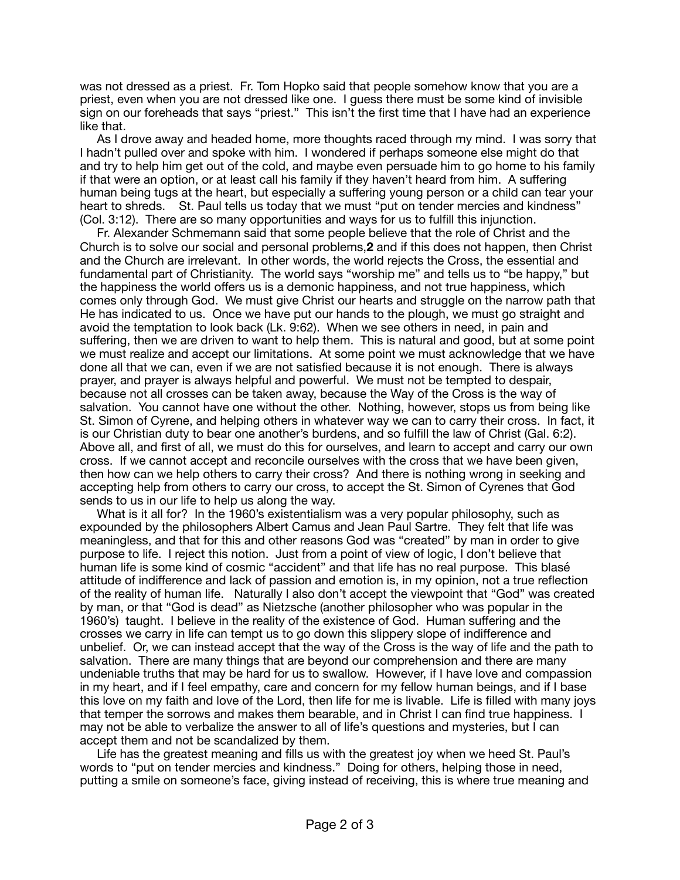was not dressed as a priest. Fr. Tom Hopko said that people somehow know that you are a priest, even when you are not dressed like one. I guess there must be some kind of invisible sign on our foreheads that says "priest." This isn't the first time that I have had an experience like that.

As I drove away and headed home, more thoughts raced through my mind. I was sorry that I hadn't pulled over and spoke with him. I wondered if perhaps someone else might do that and try to help him get out of the cold, and maybe even persuade him to go home to his family if that were an option, or at least call his family if they haven't heard from him. A suffering human being tugs at the heart, but especially a suffering young person or a child can tear your heart to shreds. St. Paul tells us today that we must "put on tender mercies and kindness" (Col. 3:12). There are so many opportunities and ways for us to fulfill this injunction.

Fr. Alexander Schmemann said that some people believe that the role of Christ and the Church is to solve our social and personal problems,**2** and if this does not happen, then Christ and the Church are irrelevant. In other words, the world rejects the Cross, the essential and fundamental part of Christianity. The world says "worship me" and tells us to "be happy," but the happiness the world offers us is a demonic happiness, and not true happiness, which comes only through God. We must give Christ our hearts and struggle on the narrow path that He has indicated to us. Once we have put our hands to the plough, we must go straight and avoid the temptation to look back (Lk. 9:62). When we see others in need, in pain and suffering, then we are driven to want to help them. This is natural and good, but at some point we must realize and accept our limitations. At some point we must acknowledge that we have done all that we can, even if we are not satisfied because it is not enough. There is always prayer, and prayer is always helpful and powerful. We must not be tempted to despair, because not all crosses can be taken away, because the Way of the Cross is the way of salvation. You cannot have one without the other. Nothing, however, stops us from being like St. Simon of Cyrene, and helping others in whatever way we can to carry their cross. In fact, it is our Christian duty to bear one another's burdens, and so fulfill the law of Christ (Gal. 6:2). Above all, and first of all, we must do this for ourselves, and learn to accept and carry our own cross. If we cannot accept and reconcile ourselves with the cross that we have been given, then how can we help others to carry their cross? And there is nothing wrong in seeking and accepting help from others to carry our cross, to accept the St. Simon of Cyrenes that God sends to us in our life to help us along the way.

What is it all for? In the 1960's existentialism was a very popular philosophy, such as expounded by the philosophers Albert Camus and Jean Paul Sartre. They felt that life was meaningless, and that for this and other reasons God was "created" by man in order to give purpose to life. I reject this notion. Just from a point of view of logic, I don't believe that human life is some kind of cosmic "accident" and that life has no real purpose. This blasé attitude of indifference and lack of passion and emotion is, in my opinion, not a true reflection of the reality of human life. Naturally I also don't accept the viewpoint that "God" was created by man, or that "God is dead" as Nietzsche (another philosopher who was popular in the 1960's) taught. I believe in the reality of the existence of God. Human suffering and the crosses we carry in life can tempt us to go down this slippery slope of indifference and unbelief. Or, we can instead accept that the way of the Cross is the way of life and the path to salvation. There are many things that are beyond our comprehension and there are many undeniable truths that may be hard for us to swallow. However, if I have love and compassion in my heart, and if I feel empathy, care and concern for my fellow human beings, and if I base this love on my faith and love of the Lord, then life for me is livable. Life is filled with many joys that temper the sorrows and makes them bearable, and in Christ I can find true happiness. I may not be able to verbalize the answer to all of life's questions and mysteries, but I can accept them and not be scandalized by them.

Life has the greatest meaning and fills us with the greatest joy when we heed St. Paul's words to "put on tender mercies and kindness." Doing for others, helping those in need, putting a smile on someone's face, giving instead of receiving, this is where true meaning and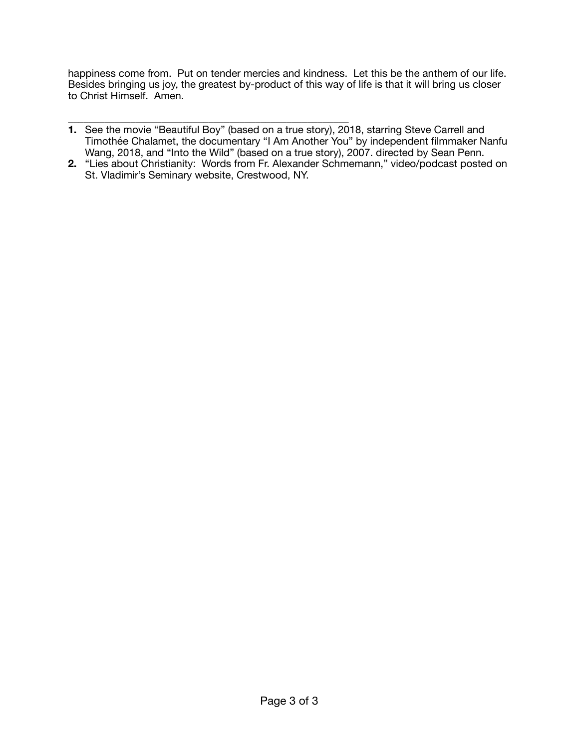happiness come from. Put on tender mercies and kindness. Let this be the anthem of our life. Besides bringing us joy, the greatest by-product of this way of life is that it will bring us closer to Christ Himself. Amen.

---

1. See the movie "Beautiful Boy" (based on a true story), 2018, starring Steve Carrell and Timothée Chalamet, the documentary "I Am Another You" by independent filmmaker Nanfu Wang, 2018, and "Into the Wild" (based on a true story), 2007. directed by Sean Penn.
2. "Lies about Christianity: Words from Fr. Alexander Schmemann," video/podcast posted on St. Vladimir's Seminary website, Crestwood, NY.